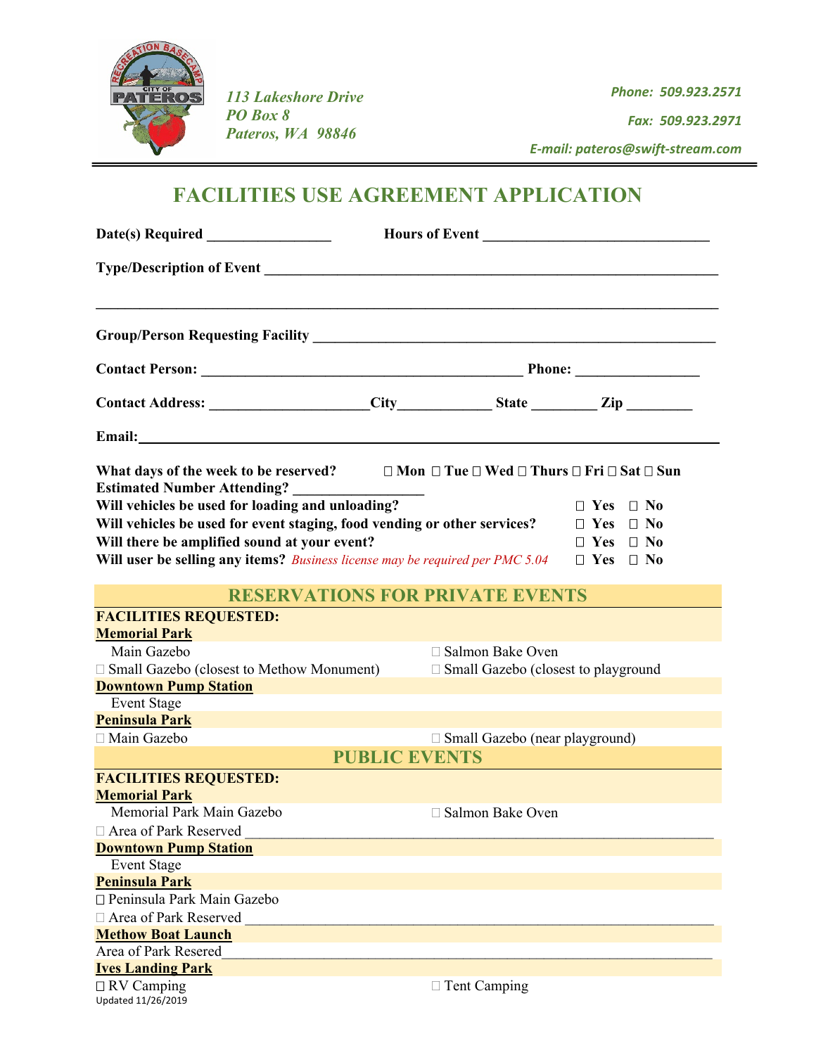113 Lakeshore Drive
PO Box 8
Pateros, WA 98846

Phone: 509.923.2571

Fax: 509.923.2971

E-mail: pateros@swift-stream.com

# FACILITIES USE AGREEMENT APPLICATION

**Date(s) Required** ________________ **Hours of Event** ______________________________

**Type/Description of Event** ____________________________________________________________

________________________________________________________________________________

**Group/Person Requesting Facility** ______________________________________________________

**Contact Person:** __________________________________________ **Phone:** ________________

**Contact Address:** ____________________**City**____________ **State** ________ **Zip** ________

**Email:**______________________________________________________________________________

**What days of the week to be reserved?** ☐ **Mon** ☐ **Tue** ☐ **Wed** ☐ **Thurs** ☐ **Fri** ☐ **Sat** ☐ **Sun**

**Estimated Number Attending?** ________________

**Will vehicles be used for loading and unloading?** ☐ **Yes** ☐ **No**

**Will vehicles be used for event staging, food vending or other services?** ☐ **Yes** ☐ **No**

**Will there be amplified sound at your event?** ☐ **Yes** ☐ **No**

**Will user be selling any items?** *Business license may be required per PMC 5.04* ☐ **Yes** ☐ **No**

## RESERVATIONS FOR PRIVATE EVENTS

**FACILITIES REQUESTED:**

**Memorial Park**

Main Gazebo

☐ Salmon Bake Oven

☐ Small Gazebo (closest to Methow Monument)

☐ Small Gazebo (closest to playground

**Downtown Pump Station**

Event Stage

**Peninsula Park**

☐ Main Gazebo

☐ Small Gazebo (near playground)

## PUBLIC EVENTS

**FACILITIES REQUESTED:**

**Memorial Park**

Memorial Park Main Gazebo

☐ Salmon Bake Oven

☐ Area of Park Reserved ____________________________________________________________

**Downtown Pump Station**

Event Stage

**Peninsula Park**

☐ Peninsula Park Main Gazebo

☐ Area of Park Reserved ____________________________________________________________

**Methow Boat Launch**

Area of Park Resered______________________________________________________________

**Ives Landing Park**

☐ RV Camping

☐ Tent Camping

Updated 11/26/2019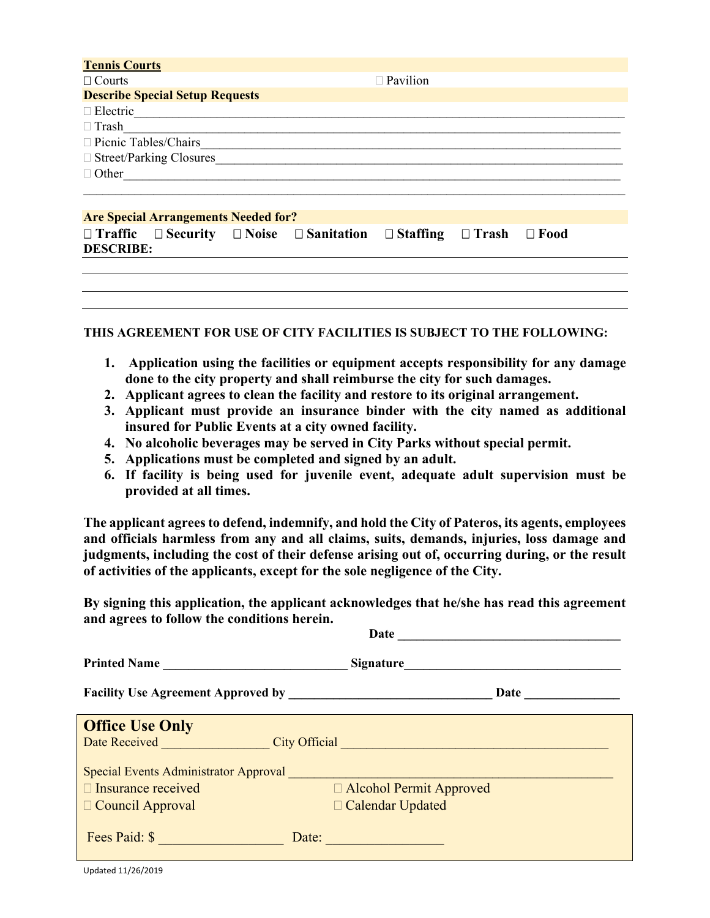**Tennis Courts**

☐ Courts ☐ Pavilion

**Describe Special Setup Requests**

☐ Electric\_\_\_\_\_\_\_\_\_\_\_\_\_\_\_\_\_\_\_\_\_\_\_\_\_\_\_\_\_\_\_\_\_\_\_\_\_\_\_\_\_\_\_\_\_\_\_\_\_\_\_\_\_\_\_\_\_\_\_\_\_\_\_\_\_\_\_\_\_\_\_\_\_\_\_\_

☐ Trash\_\_\_\_\_\_\_\_\_\_\_\_\_\_\_\_\_\_\_\_\_\_\_\_\_\_\_\_\_\_\_\_\_\_\_\_\_\_\_\_\_\_\_\_\_\_\_\_\_\_\_\_\_\_\_\_\_\_\_\_\_\_\_\_\_\_\_\_\_\_\_\_\_\_\_\_

☐ Picnic Tables/Chairs\_\_\_\_\_\_\_\_\_\_\_\_\_\_\_\_\_\_\_\_\_\_\_\_\_\_\_\_\_\_\_\_\_\_\_\_\_\_\_\_\_\_\_\_\_\_\_\_\_\_\_\_\_\_\_\_\_\_\_\_\_\_\_\_

☐ Street/Parking Closures\_\_\_\_\_\_\_\_\_\_\_\_\_\_\_\_\_\_\_\_\_\_\_\_\_\_\_\_\_\_\_\_\_\_\_\_\_\_\_\_\_\_\_\_\_\_\_\_\_\_\_\_\_\_\_\_\_\_\_\_\_\_

☐ Other\_\_\_\_\_\_\_\_\_\_\_\_\_\_\_\_\_\_\_\_\_\_\_\_\_\_\_\_\_\_\_\_\_\_\_\_\_\_\_\_\_\_\_\_\_\_\_\_\_\_\_\_\_\_\_\_\_\_\_\_\_\_\_\_\_\_\_\_\_\_\_\_\_\_\_\_

\_\_\_\_\_\_\_\_\_\_\_\_\_\_\_\_\_\_\_\_\_\_\_\_\_\_\_\_\_\_\_\_\_\_\_\_\_\_\_\_\_\_\_\_\_\_\_\_\_\_\_\_\_\_\_\_\_\_\_\_\_\_\_\_\_\_\_\_\_\_\_\_\_\_\_\_\_\_\_\_\_\_

**Are Special Arrangements Needed for?**

**☐ Traffic ☐ Security ☐ Noise ☐ Sanitation ☐ Staffing ☐ Trash ☐ Food**

**DESCRIBE:**

\_\_\_\_\_\_\_\_\_\_\_\_\_\_\_\_\_\_\_\_\_\_\_\_\_\_\_\_\_\_\_\_\_\_\_\_\_\_\_\_\_\_\_\_\_\_\_\_\_\_\_\_\_\_\_\_\_\_\_\_\_\_\_\_\_\_\_\_\_\_\_\_\_\_\_\_\_\_\_\_\_\_

\_\_\_\_\_\_\_\_\_\_\_\_\_\_\_\_\_\_\_\_\_\_\_\_\_\_\_\_\_\_\_\_\_\_\_\_\_\_\_\_\_\_\_\_\_\_\_\_\_\_\_\_\_\_\_\_\_\_\_\_\_\_\_\_\_\_\_\_\_\_\_\_\_\_\_\_\_\_\_\_\_\_

\_\_\_\_\_\_\_\_\_\_\_\_\_\_\_\_\_\_\_\_\_\_\_\_\_\_\_\_\_\_\_\_\_\_\_\_\_\_\_\_\_\_\_\_\_\_\_\_\_\_\_\_\_\_\_\_\_\_\_\_\_\_\_\_\_\_\_\_\_\_\_\_\_\_\_\_\_\_\_\_\_\_

**THIS AGREEMENT FOR USE OF CITY FACILITIES IS SUBJECT TO THE FOLLOWING:**

1. **Application using the facilities or equipment accepts responsibility for any damage done to the city property and shall reimburse the city for such damages.**
2. **Applicant agrees to clean the facility and restore to its original arrangement.**
3. **Applicant must provide an insurance binder with the city named as additional insured for Public Events at a city owned facility.**
4. **No alcoholic beverages may be served in City Parks without special permit.**
5. **Applications must be completed and signed by an adult.**
6. **If facility is being used for juvenile event, adequate adult supervision must be provided at all times.**

**The applicant agrees to defend, indemnify, and hold the City of Pateros, its agents, employees and officials harmless from any and all claims, suits, demands, injuries, loss damage and judgments, including the cost of their defense arising out of, occurring during, or the result of activities of the applicants, except for the sole negligence of the City.**

**By signing this application, the applicant acknowledges that he/she has read this agreement and agrees to follow the conditions herein.**

**Date** \_\_\_\_\_\_\_\_\_\_\_\_\_\_\_\_\_\_\_\_\_\_\_\_\_\_\_\_\_\_\_\_\_\_\_

**Printed Name** \_\_\_\_\_\_\_\_\_\_\_\_\_\_\_\_\_\_\_\_\_\_\_\_\_\_\_\_\_ **Signature**\_\_\_\_\_\_\_\_\_\_\_\_\_\_\_\_\_\_\_\_\_\_\_\_\_\_\_\_\_\_\_\_\_\_\_

**Facility Use Agreement Approved by** \_\_\_\_\_\_\_\_\_\_\_\_\_\_\_\_\_\_\_\_\_\_\_\_\_\_\_\_\_\_\_\_ **Date** \_\_\_\_\_\_\_\_\_\_\_\_\_\_\_

## Office Use Only

Date Received \_\_\_\_\_\_\_\_\_\_\_\_\_\_\_\_\_ City Official \_\_\_\_\_\_\_\_\_\_\_\_\_\_\_\_\_\_\_\_\_\_\_\_\_\_\_\_\_\_\_\_\_\_\_\_\_\_\_\_\_\_\_

Special Events Administrator Approval \_\_\_\_\_\_\_\_\_\_\_\_\_\_\_\_\_\_\_\_\_\_\_\_\_\_\_\_\_\_\_\_\_\_\_\_\_\_\_\_\_\_\_\_\_\_\_\_\_\_

☐ Insurance received ☐ Alcohol Permit Approved

☐ Council Approval ☐ Calendar Updated

Fees Paid: $ \_\_\_\_\_\_\_\_\_\_\_\_\_\_\_\_\_\_ Date: \_\_\_\_\_\_\_\_\_\_\_\_\_\_\_\_\_

Updated 11/26/2019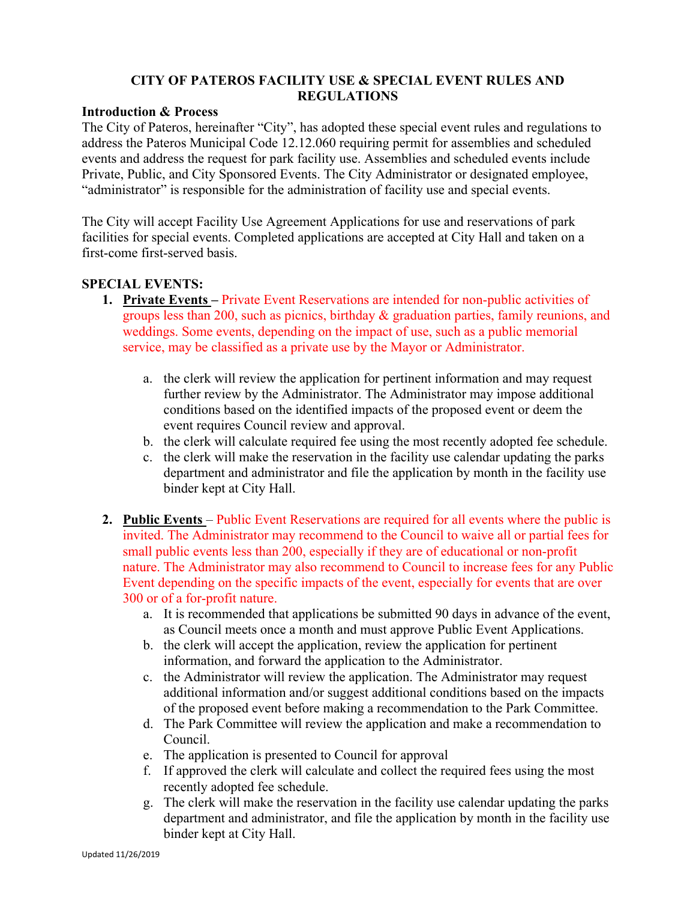### CITY OF PATEROS FACILITY USE & SPECIAL EVENT RULES AND REGULATIONS

**Introduction & Process**

The City of Pateros, hereinafter "City", has adopted these special event rules and regulations to address the Pateros Municipal Code 12.12.060 requiring permit for assemblies and scheduled events and address the request for park facility use. Assemblies and scheduled events include Private, Public, and City Sponsored Events. The City Administrator or designated employee, "administrator" is responsible for the administration of facility use and special events.

The City will accept Facility Use Agreement Applications for use and reservations of park facilities for special events. Completed applications are accepted at City Hall and taken on a first-come first-served basis.

**SPECIAL EVENTS:**

1. **Private Events** – Private Event Reservations are intended for non-public activities of groups less than 200, such as picnics, birthday & graduation parties, family reunions, and weddings. Some events, depending on the impact of use, such as a public memorial service, may be classified as a private use by the Mayor or Administrator.

   a. the clerk will review the application for pertinent information and may request further review by the Administrator. The Administrator may impose additional conditions based on the identified impacts of the proposed event or deem the event requires Council review and approval.
   b. the clerk will calculate required fee using the most recently adopted fee schedule.
   c. the clerk will make the reservation in the facility use calendar updating the parks department and administrator and file the application by month in the facility use binder kept at City Hall.

2. **Public Events** – Public Event Reservations are required for all events where the public is invited. The Administrator may recommend to the Council to waive all or partial fees for small public events less than 200, especially if they are of educational or non-profit nature. The Administrator may also recommend to Council to increase fees for any Public Event depending on the specific impacts of the event, especially for events that are over 300 or of a for-profit nature.
   a. It is recommended that applications be submitted 90 days in advance of the event, as Council meets once a month and must approve Public Event Applications.
   b. the clerk will accept the application, review the application for pertinent information, and forward the application to the Administrator.
   c. the Administrator will review the application. The Administrator may request additional information and/or suggest additional conditions based on the impacts of the proposed event before making a recommendation to the Park Committee.
   d. The Park Committee will review the application and make a recommendation to Council.
   e. The application is presented to Council for approval
   f. If approved the clerk will calculate and collect the required fees using the most recently adopted fee schedule.
   g. The clerk will make the reservation in the facility use calendar updating the parks department and administrator, and file the application by month in the facility use binder kept at City Hall.

Updated 11/26/2019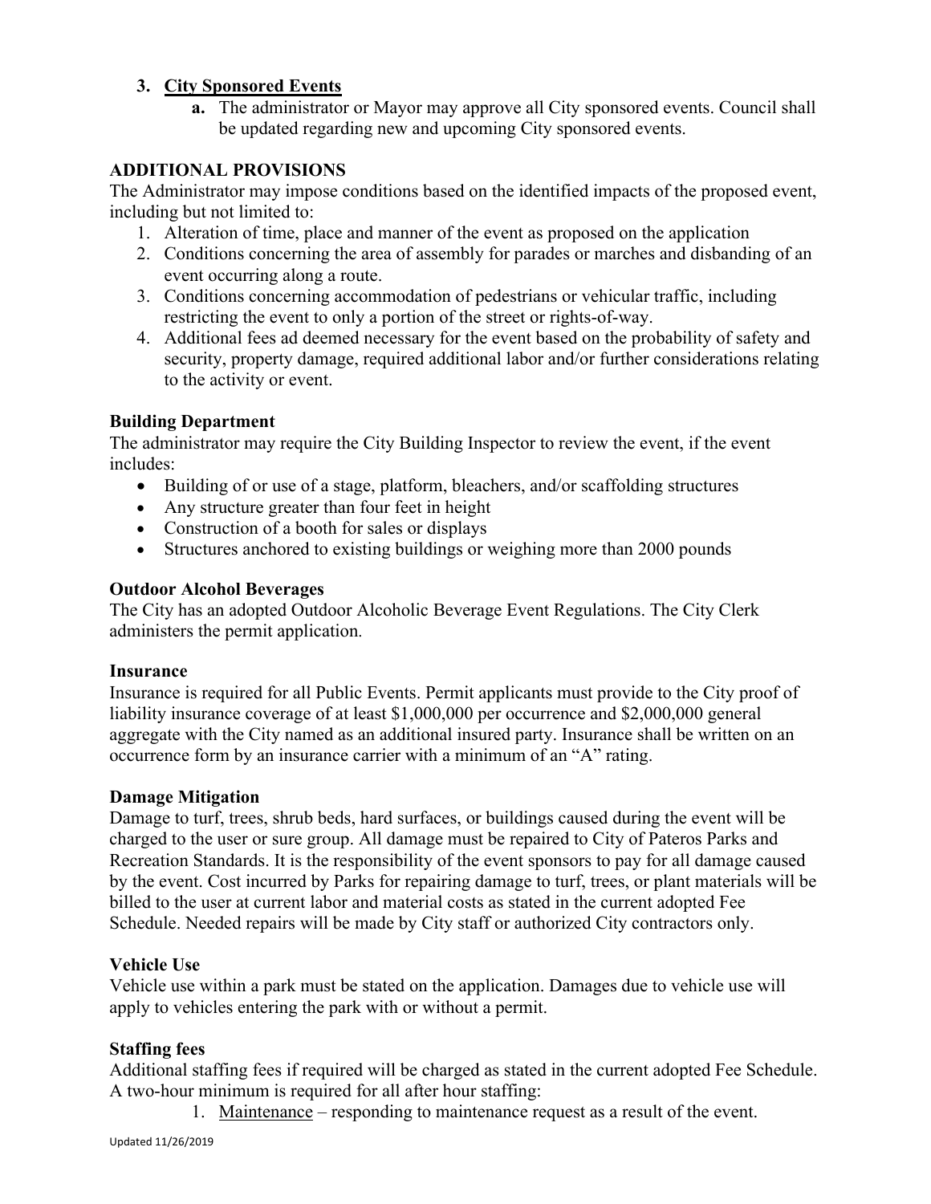3. **City Sponsored Events**
    a. The administrator or Mayor may approve all City sponsored events. Council shall be updated regarding new and upcoming City sponsored events.

## ADDITIONAL PROVISIONS

The Administrator may impose conditions based on the identified impacts of the proposed event, including but not limited to:

1. Alteration of time, place and manner of the event as proposed on the application
2. Conditions concerning the area of assembly for parades or marches and disbanding of an event occurring along a route.
3. Conditions concerning accommodation of pedestrians or vehicular traffic, including restricting the event to only a portion of the street or rights-of-way.
4. Additional fees ad deemed necessary for the event based on the probability of safety and security, property damage, required additional labor and/or further considerations relating to the activity or event.

### Building Department

The administrator may require the City Building Inspector to review the event, if the event includes:

- Building of or use of a stage, platform, bleachers, and/or scaffolding structures
- Any structure greater than four feet in height
- Construction of a booth for sales or displays
- Structures anchored to existing buildings or weighing more than 2000 pounds

### Outdoor Alcohol Beverages

The City has an adopted Outdoor Alcoholic Beverage Event Regulations. The City Clerk administers the permit application.

### Insurance

Insurance is required for all Public Events. Permit applicants must provide to the City proof of liability insurance coverage of at least $1,000,000 per occurrence and $2,000,000 general aggregate with the City named as an additional insured party. Insurance shall be written on an occurrence form by an insurance carrier with a minimum of an "A" rating.

### Damage Mitigation

Damage to turf, trees, shrub beds, hard surfaces, or buildings caused during the event will be charged to the user or sure group. All damage must be repaired to City of Pateros Parks and Recreation Standards. It is the responsibility of the event sponsors to pay for all damage caused by the event. Cost incurred by Parks for repairing damage to turf, trees, or plant materials will be billed to the user at current labor and material costs as stated in the current adopted Fee Schedule. Needed repairs will be made by City staff or authorized City contractors only.

### Vehicle Use

Vehicle use within a park must be stated on the application. Damages due to vehicle use will apply to vehicles entering the park with or without a permit.

### Staffing fees

Additional staffing fees if required will be charged as stated in the current adopted Fee Schedule. A two-hour minimum is required for all after hour staffing:

1. Maintenance – responding to maintenance request as a result of the event.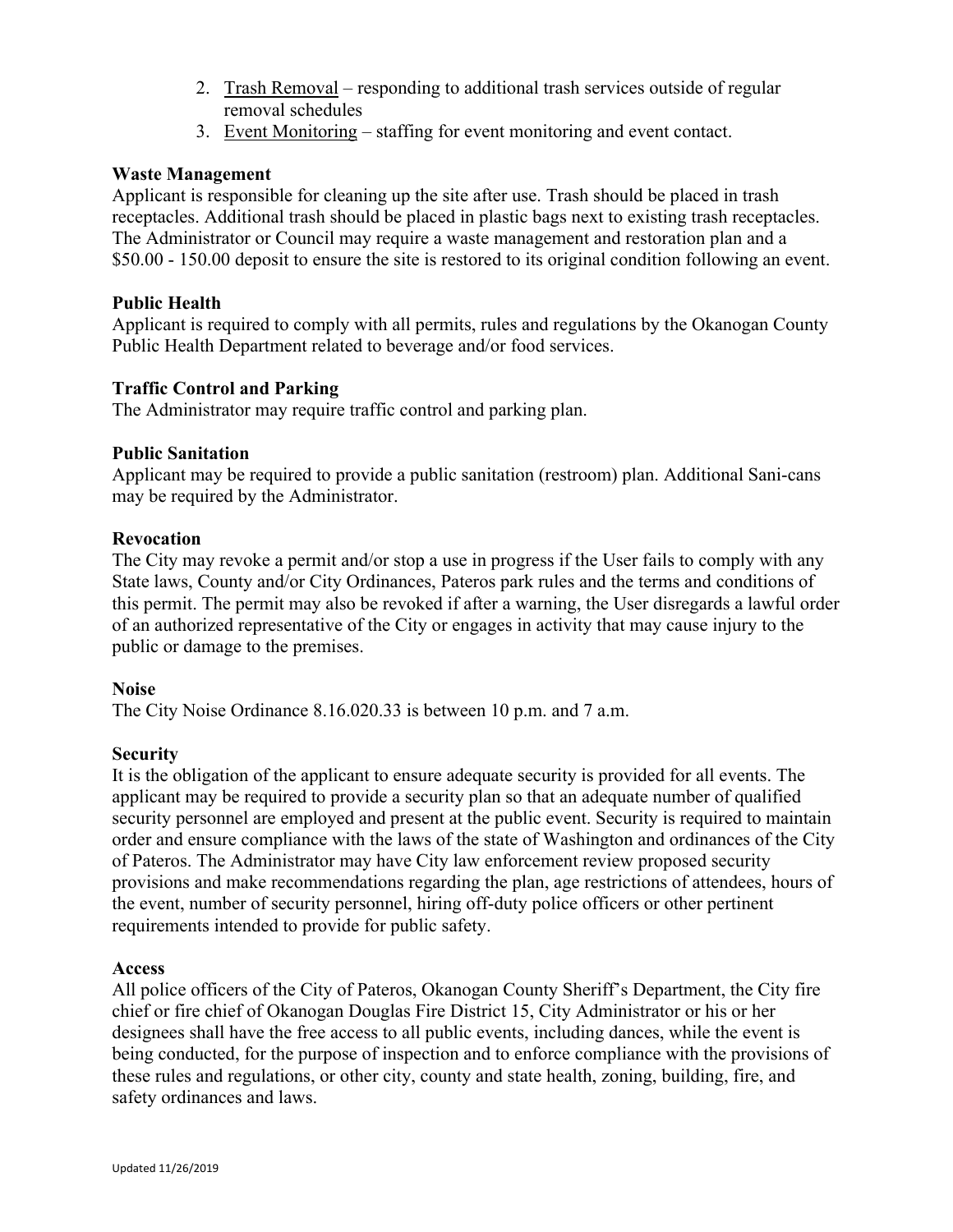2. Trash Removal – responding to additional trash services outside of regular removal schedules
3. Event Monitoring – staffing for event monitoring and event contact.

**Waste Management**

Applicant is responsible for cleaning up the site after use. Trash should be placed in trash receptacles. Additional trash should be placed in plastic bags next to existing trash receptacles. The Administrator or Council may require a waste management and restoration plan and a $50.00 - 150.00 deposit to ensure the site is restored to its original condition following an event.

**Public Health**

Applicant is required to comply with all permits, rules and regulations by the Okanogan County Public Health Department related to beverage and/or food services.

**Traffic Control and Parking**

The Administrator may require traffic control and parking plan.

**Public Sanitation**

Applicant may be required to provide a public sanitation (restroom) plan. Additional Sani-cans may be required by the Administrator.

**Revocation**

The City may revoke a permit and/or stop a use in progress if the User fails to comply with any State laws, County and/or City Ordinances, Pateros park rules and the terms and conditions of this permit. The permit may also be revoked if after a warning, the User disregards a lawful order of an authorized representative of the City or engages in activity that may cause injury to the public or damage to the premises.

**Noise**

The City Noise Ordinance 8.16.020.33 is between 10 p.m. and 7 a.m.

**Security**

It is the obligation of the applicant to ensure adequate security is provided for all events. The applicant may be required to provide a security plan so that an adequate number of qualified security personnel are employed and present at the public event. Security is required to maintain order and ensure compliance with the laws of the state of Washington and ordinances of the City of Pateros. The Administrator may have City law enforcement review proposed security provisions and make recommendations regarding the plan, age restrictions of attendees, hours of the event, number of security personnel, hiring off-duty police officers or other pertinent requirements intended to provide for public safety.

**Access**

All police officers of the City of Pateros, Okanogan County Sheriff's Department, the City fire chief or fire chief of Okanogan Douglas Fire District 15, City Administrator or his or her designees shall have the free access to all public events, including dances, while the event is being conducted, for the purpose of inspection and to enforce compliance with the provisions of these rules and regulations, or other city, county and state health, zoning, building, fire, and safety ordinances and laws.

Updated 11/26/2019